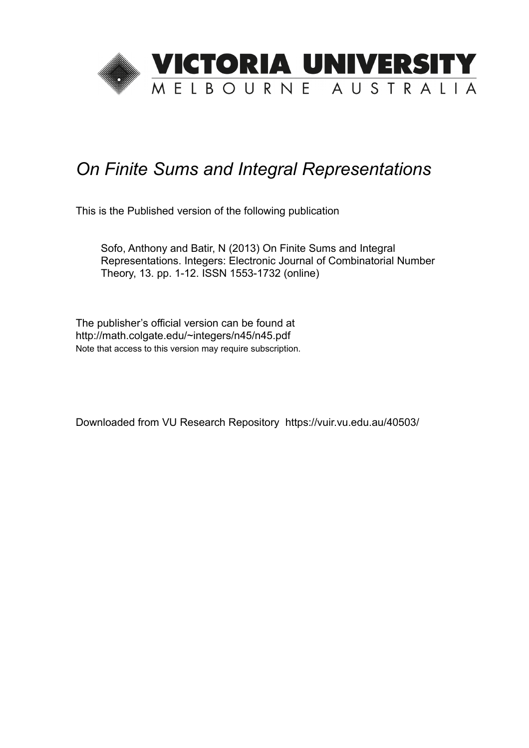VICTORIA UNIVERSITY
MELBOURNE AUSTRALIA

# *On Finite Sums and Integral Representations*

This is the Published version of the following publication

Sofo, Anthony and Batir, N (2013) On Finite Sums and Integral Representations. Integers: Electronic Journal of Combinatorial Number Theory, 13. pp. 1-12. ISSN 1553-1732 (online)

The publisher's official version can be found at
http://math.colgate.edu/~integers/n45/n45.pdf
Note that access to this version may require subscription.

Downloaded from VU Research Repository https://vuir.vu.edu.au/40503/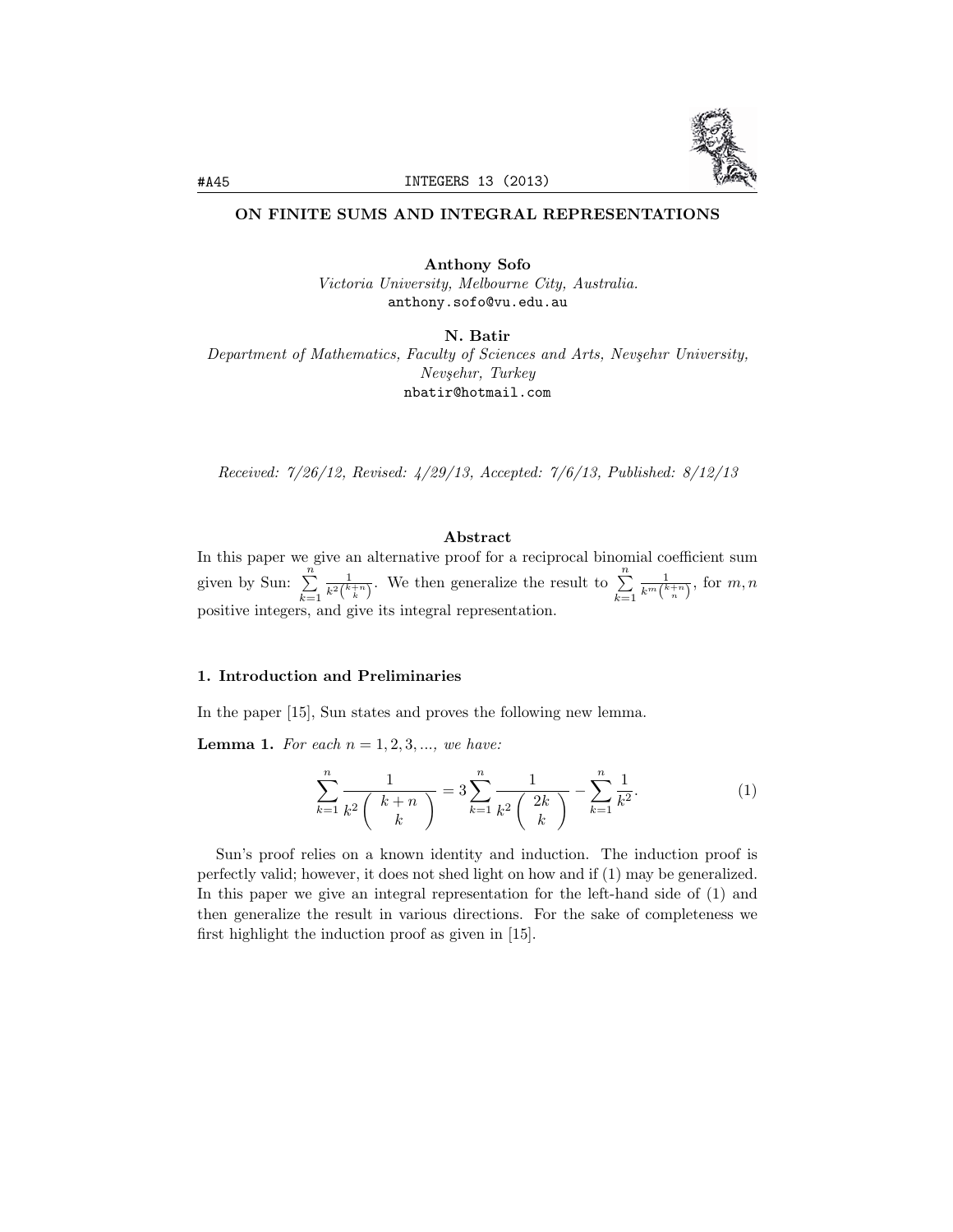# ON FINITE SUMS AND INTEGRAL REPRESENTATIONS

**Anthony Sofo**
*Victoria University, Melbourne City, Australia.*
anthony.sofo@vu.edu.au

**N. Batir**
*Department of Mathematics, Faculty of Sciences and Arts, Nevşehır University, Nevşehır, Turkey*
nbatir@hotmail.com

*Received: 7/26/12, Revised: 4/29/13, Accepted: 7/6/13, Published: 8/12/13*

## Abstract

In this paper we give an alternative proof for a reciprocal binomial coefficient sum given by Sun: $\sum_{k=1}^{n} \frac{1}{k^2 \binom{k+n}{k}}$. We then generalize the result to $\sum_{k=1}^{n} \frac{1}{k^m \binom{k+n}{n}}$, for $m, n$ positive integers, and give its integral representation.

## 1. Introduction and Preliminaries

In the paper [15], Sun states and proves the following new lemma.

**Lemma 1.** *For each $n = 1, 2, 3, \ldots$, we have:*

$$\sum_{k=1}^{n} \frac{1}{k^2 \binom{k+n}{k}} = 3 \sum_{k=1}^{n} \frac{1}{k^2 \binom{2k}{k}} - \sum_{k=1}^{n} \frac{1}{k^2}. \tag{1}$$

Sun's proof relies on a known identity and induction. The induction proof is perfectly valid; however, it does not shed light on how and if (1) may be generalized. In this paper we give an integral representation for the left-hand side of (1) and then generalize the result in various directions. For the sake of completeness we first highlight the induction proof as given in [15].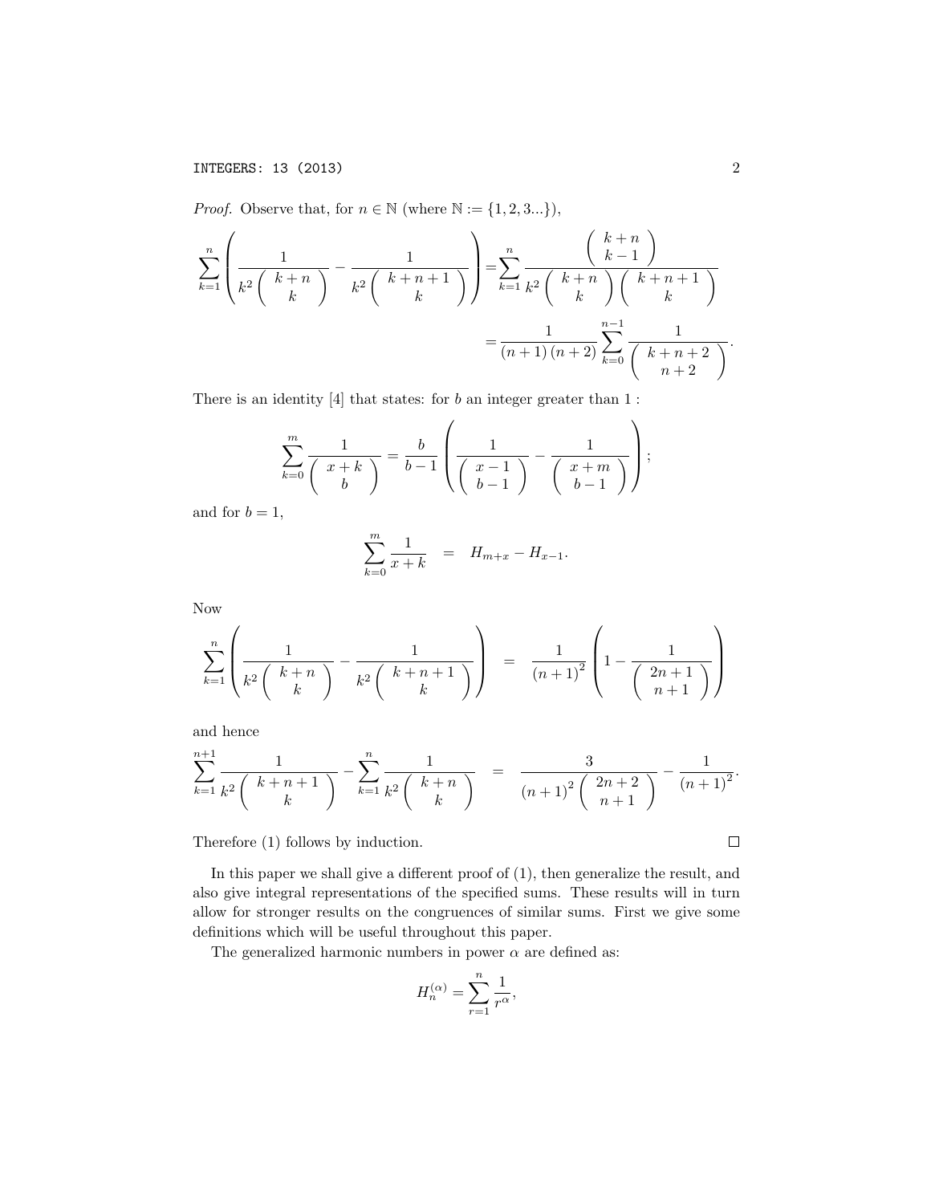*Proof.* Observe that, for $n \in \mathbb{N}$ (where $\mathbb{N} := \{1, 2, 3...\}$),

$$\sum_{k=1}^{n} \left( \frac{1}{k^2 \binom{k+n}{k}} - \frac{1}{k^2 \binom{k+n+1}{k}} \right) = \sum_{k=1}^{n} \frac{\binom{k+n}{k-1}}{k^2 \binom{k+n}{k} \binom{k+n+1}{k}}$$

$$= \frac{1}{(n+1)(n+2)} \sum_{k=0}^{n-1} \frac{1}{\binom{k+n+2}{n+2}}.$$

There is an identity [4] that states: for $b$ an integer greater than $1$ :

$$\sum_{k=0}^{m} \frac{1}{\binom{x+k}{b}} = \frac{b}{b-1} \left( \frac{1}{\binom{x-1}{b-1}} - \frac{1}{\binom{x+m}{b-1}} \right);$$

and for $b = 1$,

$$\sum_{k=0}^{m} \frac{1}{x+k} = H_{m+x} - H_{x-1}.$$

Now

$$\sum_{k=1}^{n} \left( \frac{1}{k^2 \binom{k+n}{k}} - \frac{1}{k^2 \binom{k+n+1}{k}} \right) = \frac{1}{(n+1)^2} \left( 1 - \frac{1}{\binom{2n+1}{n+1}} \right)$$

and hence

$$\sum_{k=1}^{n+1} \frac{1}{k^2 \binom{k+n+1}{k}} - \sum_{k=1}^{n} \frac{1}{k^2 \binom{k+n}{k}} = \frac{3}{(n+1)^2 \binom{2n+2}{n+1}} - \frac{1}{(n+1)^2}.$$

Therefore (1) follows by induction. $\square$

In this paper we shall give a different proof of (1), then generalize the result, and also give integral representations of the specified sums. These results will in turn allow for stronger results on the congruences of similar sums. First we give some definitions which will be useful throughout this paper.

The generalized harmonic numbers in power $\alpha$ are defined as:

$$H_n^{(\alpha)} = \sum_{r=1}^{n} \frac{1}{r^\alpha},$$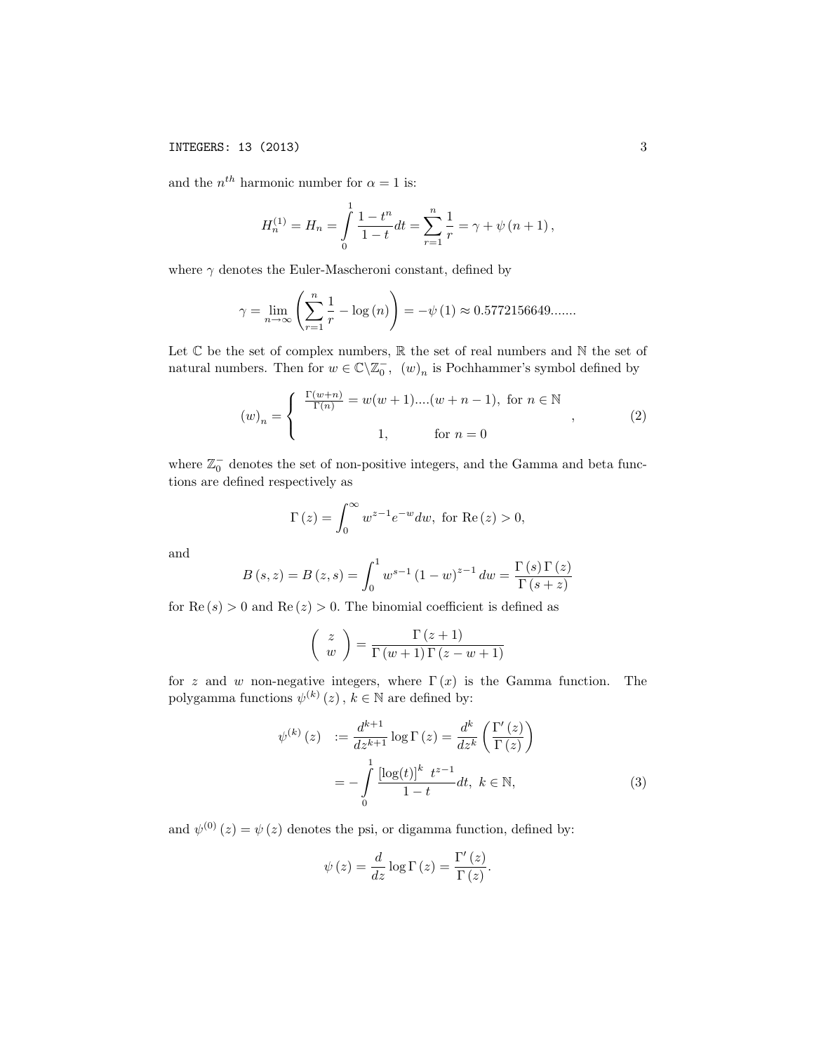and the $n^{th}$ harmonic number for $\alpha = 1$ is:

$$H_n^{(1)} = H_n = \int_0^1 \frac{1-t^n}{1-t} dt = \sum_{r=1}^{n} \frac{1}{r} = \gamma + \psi(n+1),$$

where $\gamma$ denotes the Euler-Mascheroni constant, defined by

$$\gamma = \lim_{n \to \infty} \left( \sum_{r=1}^{n} \frac{1}{r} - \log(n) \right) = -\psi(1) \approx 0.5772156649.......$$

Let $\mathbb{C}$ be the set of complex numbers, $\mathbb{R}$ the set of real numbers and $\mathbb{N}$ the set of natural numbers. Then for $w \in \mathbb{C} \backslash \mathbb{Z}_0^-$, $(w)_n$ is Pochhammer's symbol defined by

$$(w)_n = \begin{cases} \frac{\Gamma(w+n)}{\Gamma(n)} = w(w+1)....(w+n-1), & \text{for } n \in \mathbb{N} \\ 1, & \text{for } n = 0 \end{cases}, \tag{2}$$

where $\mathbb{Z}_0^-$ denotes the set of non-positive integers, and the Gamma and beta functions are defined respectively as

$$\Gamma(z) = \int_0^\infty w^{z-1} e^{-w} dw, \text{ for } \operatorname{Re}(z) > 0,$$

and

$$B(s,z) = B(z,s) = \int_0^1 w^{s-1} (1-w)^{z-1} dw = \frac{\Gamma(s)\Gamma(z)}{\Gamma(s+z)}$$

for $\operatorname{Re}(s) > 0$ and $\operatorname{Re}(z) > 0$. The binomial coefficient is defined as

$$\binom{z}{w} = \frac{\Gamma(z+1)}{\Gamma(w+1)\Gamma(z-w+1)}$$

for $z$ and $w$ non-negative integers, where $\Gamma(x)$ is the Gamma function. The polygamma functions $\psi^{(k)}(z)$, $k \in \mathbb{N}$ are defined by:

$$\begin{aligned} \psi^{(k)}(z) &:= \frac{d^{k+1}}{dz^{k+1}} \log \Gamma(z) = \frac{d^k}{dz^k} \left( \frac{\Gamma'(z)}{\Gamma(z)} \right) \\ &= -\int_0^1 \frac{[\log(t)]^k \ t^{z-1}}{1-t} dt, \ k \in \mathbb{N}, \end{aligned} \tag{3}$$

and $\psi^{(0)}(z) = \psi(z)$ denotes the psi, or digamma function, defined by:

$$\psi(z) = \frac{d}{dz} \log \Gamma(z) = \frac{\Gamma'(z)}{\Gamma(z)}.$$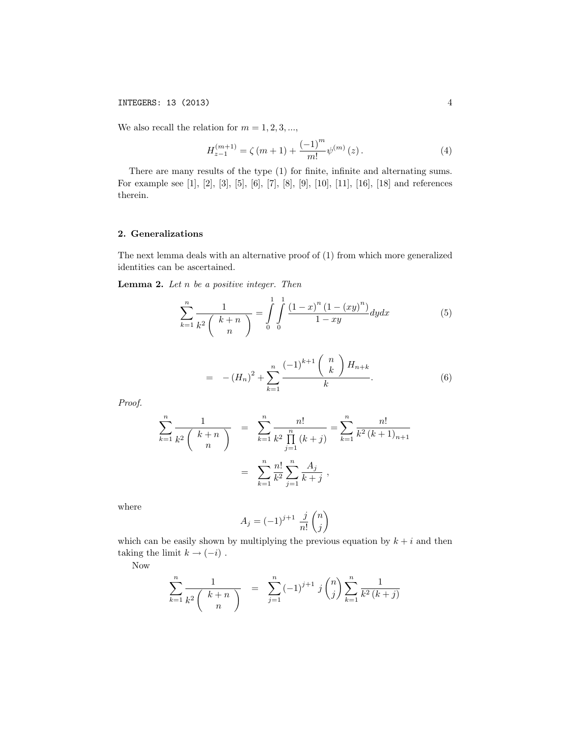We also recall the relation for $m = 1, 2, 3, ...,$

$$H_{z-1}^{(m+1)} = \zeta(m+1) + \frac{(-1)^m}{m!}\psi^{(m)}(z). \tag{4}$$

There are many results of the type (1) for finite, infinite and alternating sums. For example see [1], [2], [3], [5], [6], [7], [8], [9], [10], [11], [16], [18] and references therein.

## 2. Generalizations

The next lemma deals with an alternative proof of (1) from which more generalized identities can be ascertained.

**Lemma 2.** *Let $n$ be a positive integer. Then*

$$\sum_{k=1}^{n} \frac{1}{k^2 \binom{k+n}{n}} = \int_0^1 \int_0^1 \frac{(1-x)^n (1-(xy)^n)}{1-xy} dy dx \tag{5}$$

$$= -(H_n)^2 + \sum_{k=1}^{n} \frac{(-1)^{k+1}\binom{n}{k} H_{n+k}}{k}. \tag{6}$$

*Proof.*

$$\begin{aligned}
\sum_{k=1}^{n} \frac{1}{k^2 \binom{k+n}{n}} &= \sum_{k=1}^{n} \frac{n!}{k^2 \prod_{j=1}^{n}(k+j)} = \sum_{k=1}^{n} \frac{n!}{k^2 (k+1)_{n+1}} \\
&= \sum_{k=1}^{n} \frac{n!}{k^2} \sum_{j=1}^{n} \frac{A_j}{k+j} \ ,
\end{aligned}$$

where

$$A_j = (-1)^{j+1} \ \frac{j}{n!}\binom{n}{j}$$

which can be easily shown by multiplying the previous equation by $k+i$ and then taking the limit $k \to (-i)$ .

Now

$$\sum_{k=1}^{n} \frac{1}{k^2 \binom{k+n}{n}} = \sum_{j=1}^{n} (-1)^{j+1} \ j\binom{n}{j} \sum_{k=1}^{n} \frac{1}{k^2 (k+j)}$$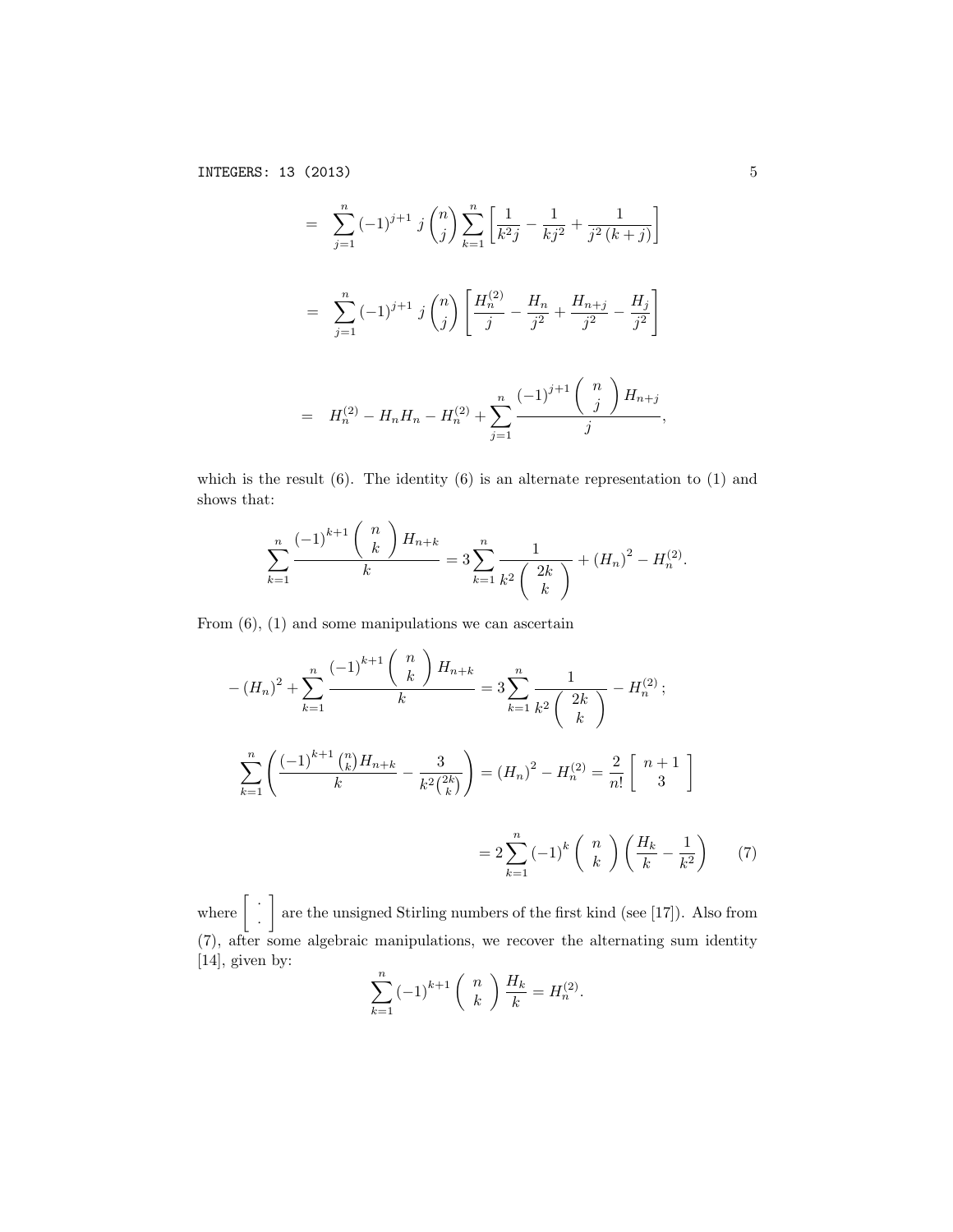$$= \sum_{j=1}^{n} (-1)^{j+1}\, j \binom{n}{j} \sum_{k=1}^{n} \left[ \frac{1}{k^2 j} - \frac{1}{k j^2} + \frac{1}{j^2 (k+j)} \right]$$

$$= \sum_{j=1}^{n} (-1)^{j+1}\, j \binom{n}{j} \left[ \frac{H_n^{(2)}}{j} - \frac{H_n}{j^2} + \frac{H_{n+j}}{j^2} - \frac{H_j}{j^2} \right]$$

$$= H_n^{(2)} - H_n H_n - H_n^{(2)} + \sum_{j=1}^{n} \frac{(-1)^{j+1} \binom{n}{j} H_{n+j}}{j},$$

which is the result (6). The identity (6) is an alternate representation to (1) and shows that:

$$\sum_{k=1}^{n} \frac{(-1)^{k+1} \binom{n}{k} H_{n+k}}{k} = 3 \sum_{k=1}^{n} \frac{1}{k^2 \binom{2k}{k}} + (H_n)^2 - H_n^{(2)}.$$

From (6), (1) and some manipulations we can ascertain

$$-(H_n)^2 + \sum_{k=1}^{n} \frac{(-1)^{k+1} \binom{n}{k} H_{n+k}}{k} = 3 \sum_{k=1}^{n} \frac{1}{k^2 \binom{2k}{k}} - H_n^{(2)};$$

$$\sum_{k=1}^{n} \left( \frac{(-1)^{k+1} \binom{n}{k} H_{n+k}}{k} - \frac{3}{k^2 \binom{2k}{k}} \right) = (H_n)^2 - H_n^{(2)} = \frac{2}{n!} \left[ \begin{matrix} n+1 \\ 3 \end{matrix} \right]$$

$$= 2 \sum_{k=1}^{n} (-1)^k \binom{n}{k} \left( \frac{H_k}{k} - \frac{1}{k^2} \right) \qquad (7)$$

where $\left[ \begin{matrix} \cdot \\ \cdot \end{matrix} \right]$ are the unsigned Stirling numbers of the first kind (see [17]). Also from (7), after some algebraic manipulations, we recover the alternating sum identity [14], given by:

$$\sum_{k=1}^{n} (-1)^{k+1} \binom{n}{k} \frac{H_k}{k} = H_n^{(2)}.$$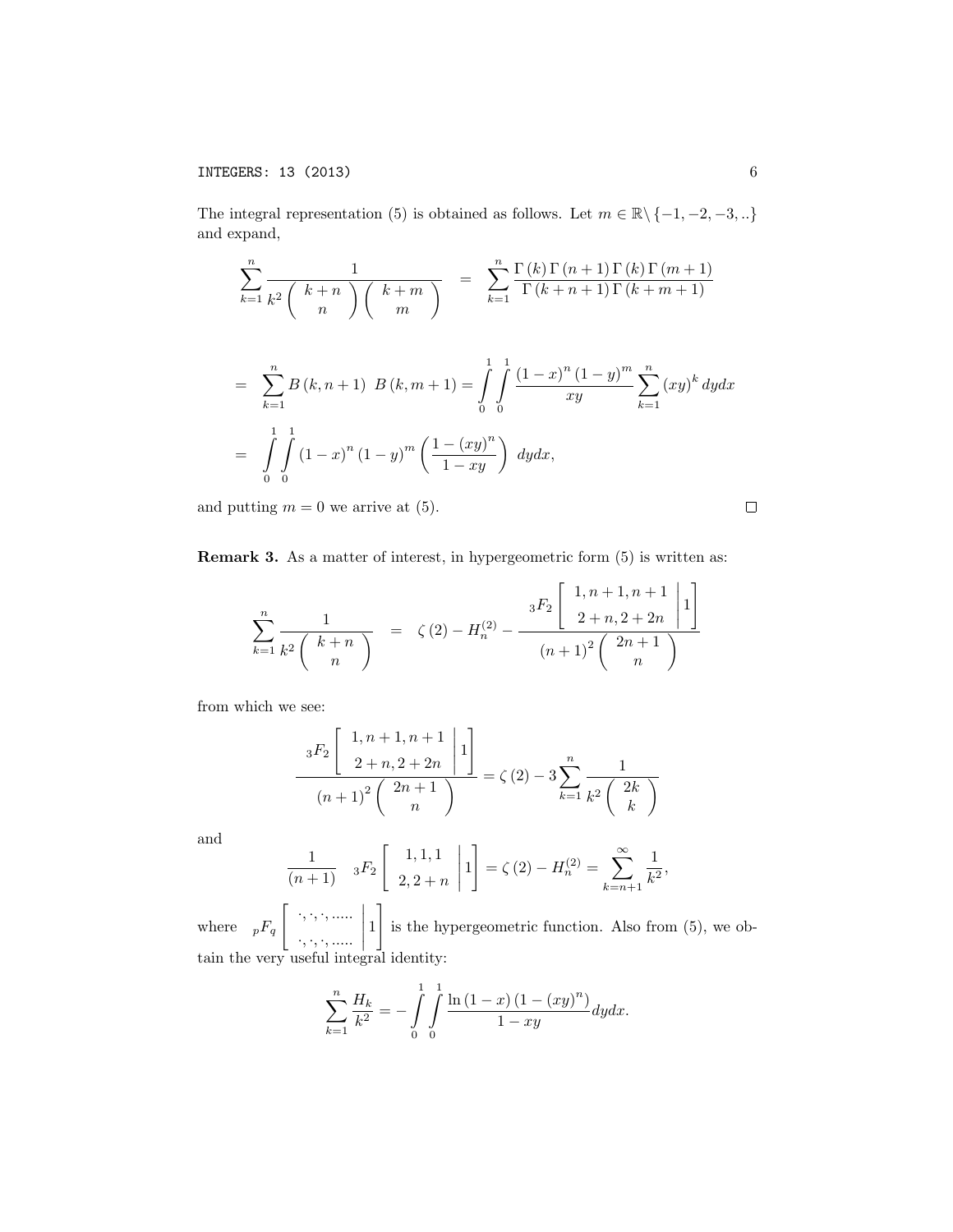The integral representation (5) is obtained as follows. Let $m \in \mathbb{R}\backslash\{-1,-2,-3,..\}$ and expand,

$$\sum_{k=1}^{n} \frac{1}{k^2 \binom{k+n}{n} \binom{k+m}{m}} = \sum_{k=1}^{n} \frac{\Gamma(k)\Gamma(n+1)\Gamma(k)\Gamma(m+1)}{\Gamma(k+n+1)\Gamma(k+m+1)}$$

$$= \sum_{k=1}^{n} B(k,n+1)\ B(k,m+1) = \int_0^1 \int_0^1 \frac{(1-x)^n (1-y)^m}{xy} \sum_{k=1}^{n} (xy)^k \, dydx$$

$$= \int_0^1 \int_0^1 (1-x)^n (1-y)^m \left( \frac{1-(xy)^n}{1-xy} \right) \, dydx,$$

and putting $m=0$ we arrive at (5). $\square$

**Remark 3.** As a matter of interest, in hypergeometric form (5) is written as:

$$\sum_{k=1}^{n} \frac{1}{k^2 \binom{k+n}{n}} = \zeta(2) - H_n^{(2)} - \frac{{}_3F_2\left[\begin{array}{c} 1, n+1, n+1 \\ 2+n, 2+2n \end{array} \middle| 1\right]}{(n+1)^2 \binom{2n+1}{n}}$$

from which we see:

$$\frac{{}_3F_2\left[\begin{array}{c} 1, n+1, n+1 \\ 2+n, 2+2n \end{array} \middle| 1\right]}{(n+1)^2 \binom{2n+1}{n}} = \zeta(2) - 3\sum_{k=1}^{n} \frac{1}{k^2 \binom{2k}{k}}$$

and

$$\frac{1}{(n+1)} \quad {}_3F_2\left[\begin{array}{c} 1, 1, 1 \\ 2, 2+n \end{array} \middle| 1\right] = \zeta(2) - H_n^{(2)} = \sum_{k=n+1}^{\infty} \frac{1}{k^2},$$

where ${}_pF_q\left[\begin{array}{c} \cdot,\cdot,\cdot,..... \\ \cdot,\cdot,\cdot,..... \end{array} \middle| 1\right]$ is the hypergeometric function. Also from (5), we obtain the very useful integral identity:

$$\sum_{k=1}^{n} \frac{H_k}{k^2} = -\int_0^1 \int_0^1 \frac{\ln(1-x)(1-(xy)^n)}{1-xy} dydx.$$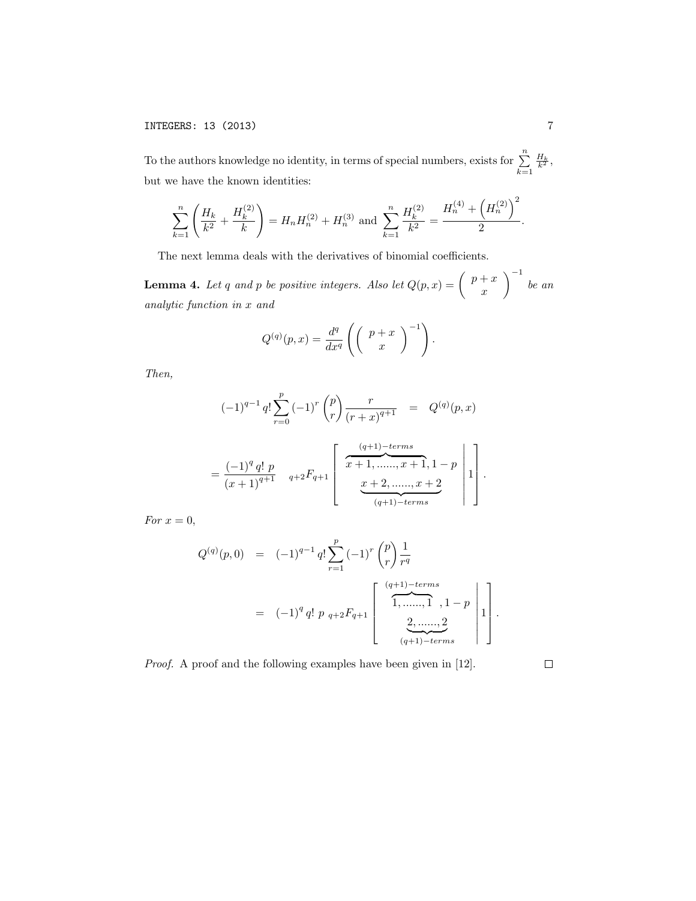To the authors knowledge no identity, in terms of special numbers, exists for $\sum\limits_{k=1}^{n} \frac{H_k}{k^2}$, but we have the known identities:

$$\sum_{k=1}^{n} \left( \frac{H_k}{k^2} + \frac{H_k^{(2)}}{k} \right) = H_n H_n^{(2)} + H_n^{(3)} \text{ and } \sum_{k=1}^{n} \frac{H_k^{(2)}}{k^2} = \frac{H_n^{(4)} + \left(H_n^{(2)}\right)^2}{2}.$$

The next lemma deals with the derivatives of binomial coefficients.

**Lemma 4.** *Let $q$ and $p$ be positive integers. Also let $Q(p,x) = \binom{p+x}{x}^{-1}$ be an analytic function in $x$ and*

$$Q^{(q)}(p,x) = \frac{d^q}{dx^q} \left( \binom{p+x}{x}^{-1} \right).$$

*Then,*

$$(-1)^{q-1} q! \sum_{r=0}^{p} (-1)^r \binom{p}{r} \frac{r}{(r+x)^{q+1}} \quad = \quad Q^{(q)}(p,x)$$

$$= \frac{(-1)^q \, q! \; p}{(x+1)^{q+1}} \quad {}_{q+2}F_{q+1} \left[ \left. \begin{array}{c} \overbrace{x+1, ......, x+1}^{(q+1)-terms}, 1-p \\ \underbrace{x+2, ......, x+2}_{(q+1)-terms} \end{array} \right| 1 \right].$$

*For $x = 0$,*

$$\begin{aligned} Q^{(q)}(p,0) &= (-1)^{q-1} q! \sum_{r=1}^{p} (-1)^r \binom{p}{r} \frac{1}{r^q} \\ &= (-1)^q \, q! \; p \; {}_{q+2}F_{q+1} \left[ \left. \begin{array}{c} \overbrace{1, ......, 1}^{(q+1)-terms}, 1-p \\ \underbrace{2, ......, 2}_{(q+1)-terms} \end{array} \right| 1 \right]. \end{aligned}$$

*Proof.* A proof and the following examples have been given in [12]. □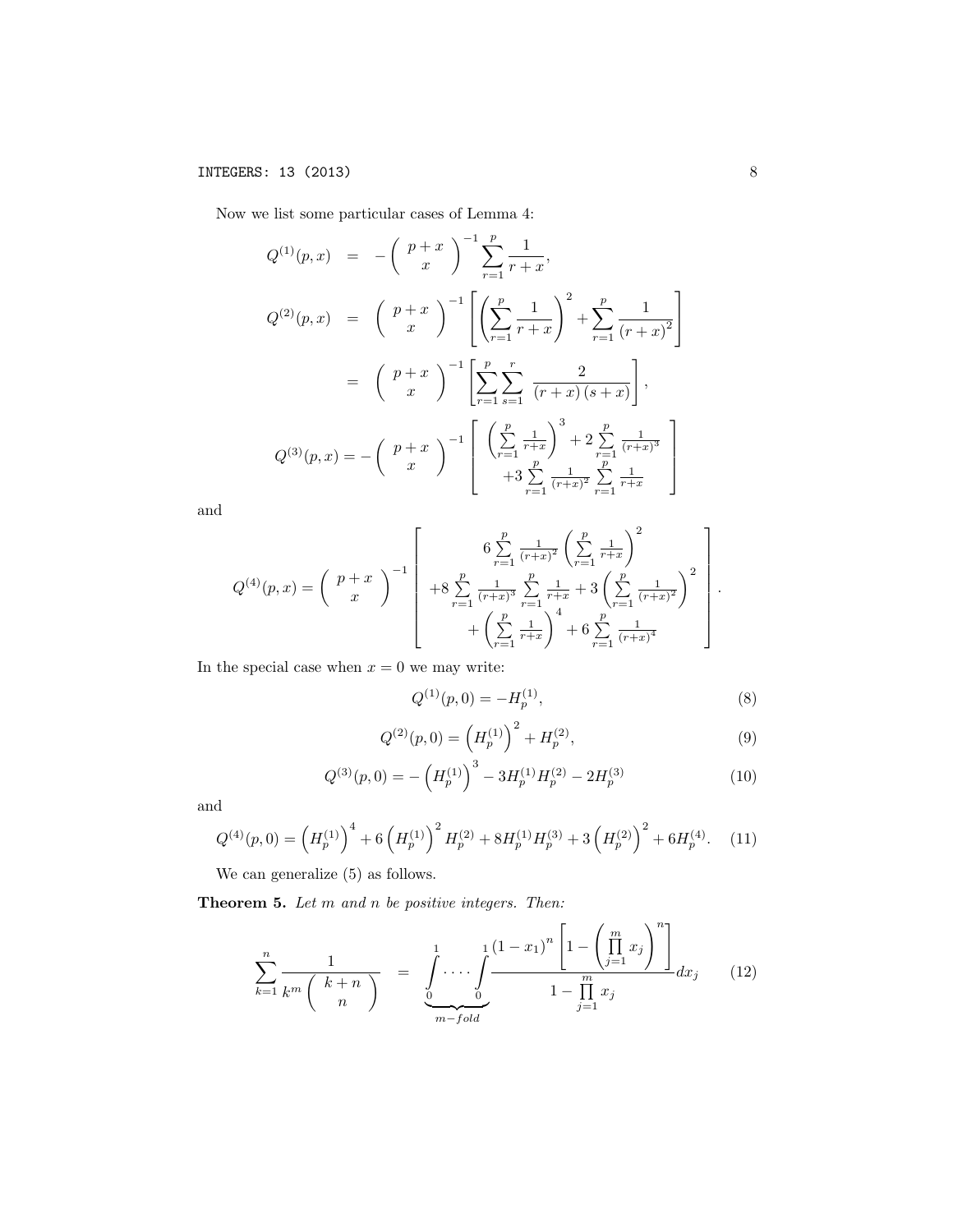Now we list some particular cases of Lemma 4:

$$
\begin{aligned}
Q^{(1)}(p,x) &= -\binom{p+x}{x}^{-1}\sum_{r=1}^{p}\frac{1}{r+x},\\
Q^{(2)}(p,x) &= \binom{p+x}{x}^{-1}\left[\left(\sum_{r=1}^{p}\frac{1}{r+x}\right)^{2}+\sum_{r=1}^{p}\frac{1}{(r+x)^{2}}\right]\\
&= \binom{p+x}{x}^{-1}\left[\sum_{r=1}^{p}\sum_{s=1}^{r}\frac{2}{(r+x)(s+x)}\right],
\end{aligned}
$$

$$
Q^{(3)}(p,x) = -\binom{p+x}{x}^{-1}\left[\begin{array}{c}\left(\sum\limits_{r=1}^{p}\frac{1}{r+x}\right)^{3}+2\sum\limits_{r=1}^{p}\frac{1}{(r+x)^{3}}\\ +3\sum\limits_{r=1}^{p}\frac{1}{(r+x)^{2}}\sum\limits_{r=1}^{p}\frac{1}{r+x}\end{array}\right]
$$

and

$$
Q^{(4)}(p,x) = \binom{p+x}{x}^{-1}\left[\begin{array}{c}6\sum\limits_{r=1}^{p}\frac{1}{(r+x)^{2}}\left(\sum\limits_{r=1}^{p}\frac{1}{r+x}\right)^{2}\\ +8\sum\limits_{r=1}^{p}\frac{1}{(r+x)^{3}}\sum\limits_{r=1}^{p}\frac{1}{r+x}+3\left(\sum\limits_{r=1}^{p}\frac{1}{(r+x)^{2}}\right)^{2}\\ +\left(\sum\limits_{r=1}^{p}\frac{1}{r+x}\right)^{4}+6\sum\limits_{r=1}^{p}\frac{1}{(r+x)^{4}}\end{array}\right].
$$

In the special case when $x=0$ we may write:

$$
Q^{(1)}(p,0) = -H_p^{(1)}, \tag{8}
$$

$$
Q^{(2)}(p,0) = \left(H_p^{(1)}\right)^{2}+H_p^{(2)}, \tag{9}
$$

$$
Q^{(3)}(p,0) = -\left(H_p^{(1)}\right)^{3}-3H_p^{(1)}H_p^{(2)}-2H_p^{(3)} \tag{10}
$$

and

$$
Q^{(4)}(p,0) = \left(H_p^{(1)}\right)^{4}+6\left(H_p^{(1)}\right)^{2}H_p^{(2)}+8H_p^{(1)}H_p^{(3)}+3\left(H_p^{(2)}\right)^{2}+6H_p^{(4)}. \tag{11}
$$

We can generalize (5) as follows.

**Theorem 5.** *Let $m$ and $n$ be positive integers. Then:*

$$
\sum_{k=1}^{n}\frac{1}{k^{m}\binom{k+n}{n}} = \underbrace{\int_{0}^{1}\cdots\int_{0}^{1}}_{m-fold}\frac{(1-x_1)^{n}\left[1-\left(\prod\limits_{j=1}^{m}x_j\right)^{n}\right]}{1-\prod\limits_{j=1}^{m}x_j}dx_j \tag{12}
$$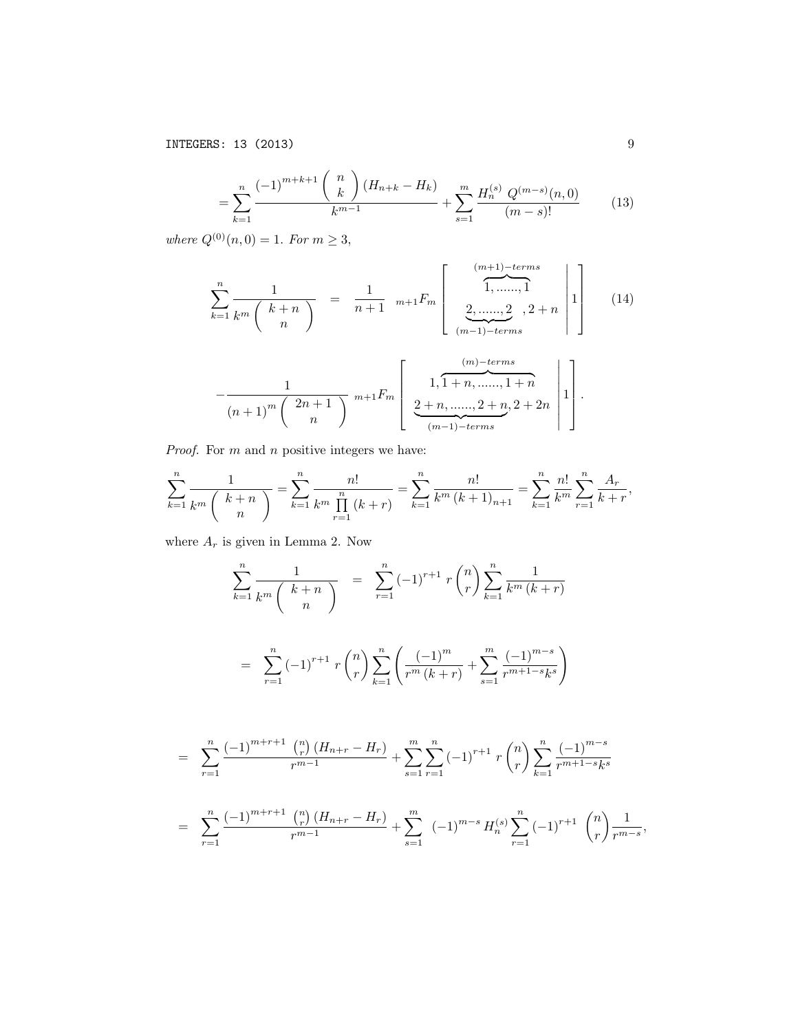$$= \sum_{k=1}^{n} \frac{(-1)^{m+k+1} \binom{n}{k} (H_{n+k} - H_k)}{k^{m-1}} + \sum_{s=1}^{m} \frac{H_n^{(s)} \; Q^{(m-s)}(n,0)}{(m-s)!} \tag{13}$$

*where* $Q^{(0)}(n,0) = 1$. *For* $m \geq 3$,

$$\sum_{k=1}^{n} \frac{1}{k^m \binom{k+n}{n}} = \frac{1}{n+1} \; {}_{m+1}F_m \left[ \left. \begin{array}{c} \overbrace{1, ......, 1}^{(m+1)-terms} \\ \underbrace{2, ......, 2}_{(m-1)-terms}, 2+n \end{array} \right| 1 \right] \tag{14}$$

$$- \frac{1}{(n+1)^m \binom{2n+1}{n}} \; {}_{m+1}F_m \left[ \left. \begin{array}{c} 1, \overbrace{1+n, ......, 1+n}^{(m)-terms} \\ \underbrace{2+n, ......, 2+n}_{(m-1)-terms}, 2+2n \end{array} \right| 1 \right].$$

*Proof.* For $m$ and $n$ positive integers we have:

$$\sum_{k=1}^{n} \frac{1}{k^m \binom{k+n}{n}} = \sum_{k=1}^{n} \frac{n!}{k^m \prod\limits_{r=1}^{n} (k+r)} = \sum_{k=1}^{n} \frac{n!}{k^m (k+1)_{n+1}} = \sum_{k=1}^{n} \frac{n!}{k^m} \sum_{r=1}^{n} \frac{A_r}{k+r},$$

where $A_r$ is given in Lemma 2. Now

$$\sum_{k=1}^{n} \frac{1}{k^m \binom{k+n}{n}} = \sum_{r=1}^{n} (-1)^{r+1} \, r \binom{n}{r} \sum_{k=1}^{n} \frac{1}{k^m (k+r)}$$

$$= \sum_{r=1}^{n} (-1)^{r+1} \, r \binom{n}{r} \sum_{k=1}^{n} \left( \frac{(-1)^m}{r^m (k+r)} + \sum_{s=1}^{m} \frac{(-1)^{m-s}}{r^{m+1-s} k^s} \right)$$

$$= \sum_{r=1}^{n} \frac{(-1)^{m+r+1} \binom{n}{r} (H_{n+r} - H_r)}{r^{m-1}} + \sum_{s=1}^{m} \sum_{r=1}^{n} (-1)^{r+1} \, r \binom{n}{r} \sum_{k=1}^{n} \frac{(-1)^{m-s}}{r^{m+1-s} k^s}$$

$$= \sum_{r=1}^{n} \frac{(-1)^{m+r+1} \binom{n}{r} (H_{n+r} - H_r)}{r^{m-1}} + \sum_{s=1}^{m} (-1)^{m-s} H_n^{(s)} \sum_{r=1}^{n} (-1)^{r+1} \binom{n}{r} \frac{1}{r^{m-s}},$$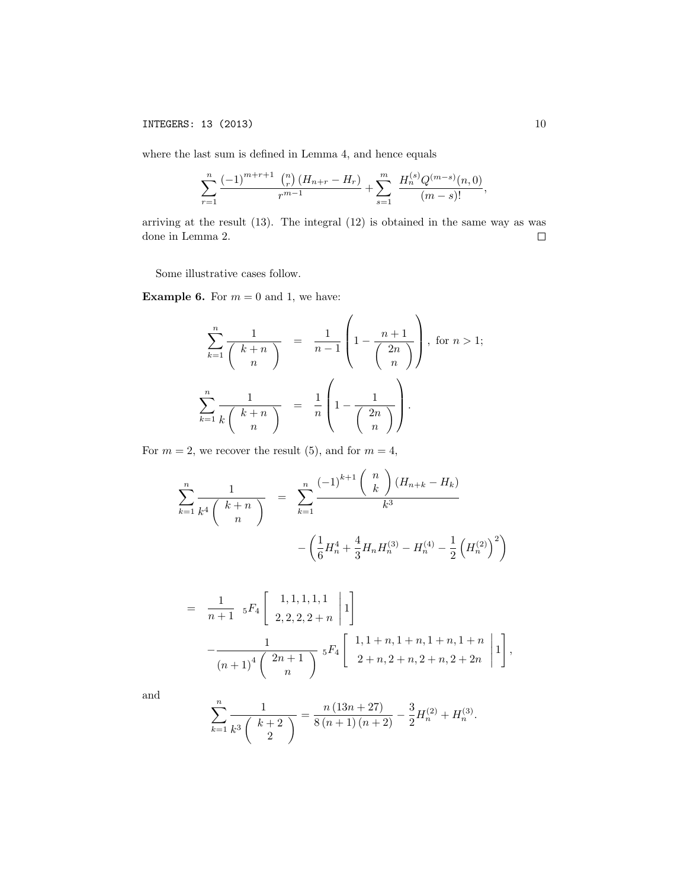where the last sum is defined in Lemma 4, and hence equals

$$\sum_{r=1}^{n} \frac{(-1)^{m+r+1} \binom{n}{r} (H_{n+r} - H_r)}{r^{m-1}} + \sum_{s=1}^{m} \frac{H_n^{(s)} Q^{(m-s)}(n,0)}{(m-s)!},$$

arriving at the result (13). The integral (12) is obtained in the same way as was done in Lemma 2. $\square$

Some illustrative cases follow.

**Example 6.** For $m = 0$ and 1, we have:

$$\sum_{k=1}^{n} \frac{1}{\binom{k+n}{n}} = \frac{1}{n-1} \left( 1 - \frac{n+1}{\binom{2n}{n}} \right), \text{ for } n > 1;$$

$$\sum_{k=1}^{n} \frac{1}{k \binom{k+n}{n}} = \frac{1}{n} \left( 1 - \frac{1}{\binom{2n}{n}} \right).$$

For $m = 2$, we recover the result (5), and for $m = 4$,

$$\sum_{k=1}^{n} \frac{1}{k^4 \binom{k+n}{n}} = \sum_{k=1}^{n} \frac{(-1)^{k+1} \binom{n}{k} (H_{n+k} - H_k)}{k^3} - \left( \frac{1}{6} H_n^4 + \frac{4}{3} H_n H_n^{(3)} - H_n^{(4)} - \frac{1}{2} \left( H_n^{(2)} \right)^2 \right)$$

$$= \frac{1}{n+1} \; {}_5F_4 \left[ \begin{array}{c} 1,1,1,1,1 \\ 2,2,2,2+n \end{array} \middle| 1 \right] - \frac{1}{(n+1)^4 \binom{2n+1}{n}} \; {}_5F_4 \left[ \begin{array}{c} 1, 1+n, 1+n, 1+n, 1+n \\ 2+n, 2+n, 2+n, 2+2n \end{array} \middle| 1 \right],$$

and

$$\sum_{k=1}^{n} \frac{1}{k^3 \binom{k+2}{2}} = \frac{n(13n+27)}{8(n+1)(n+2)} - \frac{3}{2} H_n^{(2)} + H_n^{(3)}.$$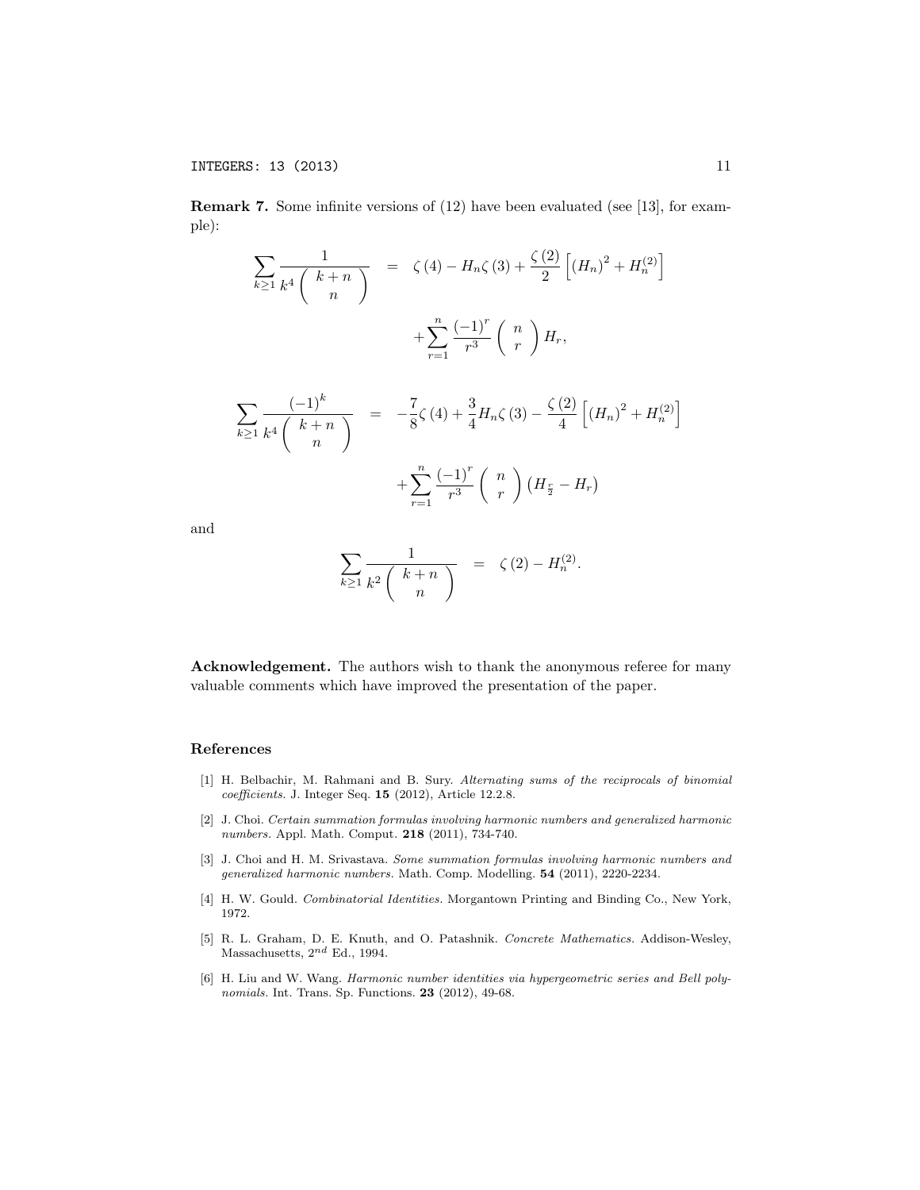**Remark 7.** Some infinite versions of (12) have been evaluated (see [13], for example):

$$\sum_{k\geq 1} \frac{1}{k^4 \binom{k+n}{n}} = \zeta(4) - H_n \zeta(3) + \frac{\zeta(2)}{2}\left[(H_n)^2 + H_n^{(2)}\right] + \sum_{r=1}^{n} \frac{(-1)^r}{r^3} \binom{n}{r} H_r,$$

$$\sum_{k\geq 1} \frac{(-1)^k}{k^4 \binom{k+n}{n}} = -\frac{7}{8}\zeta(4) + \frac{3}{4} H_n \zeta(3) - \frac{\zeta(2)}{4}\left[(H_n)^2 + H_n^{(2)}\right] + \sum_{r=1}^{n} \frac{(-1)^r}{r^3} \binom{n}{r} \left(H_{\frac{r}{2}} - H_r\right)$$

and

$$\sum_{k\geq 1} \frac{1}{k^2 \binom{k+n}{n}} = \zeta(2) - H_n^{(2)}.$$

**Acknowledgement.** The authors wish to thank the anonymous referee for many valuable comments which have improved the presentation of the paper.

## References

[1] H. Belbachir, M. Rahmani and B. Sury. *Alternating sums of the reciprocals of binomial coefficients.* J. Integer Seq. **15** (2012), Article 12.2.8.

[2] J. Choi. *Certain summation formulas involving harmonic numbers and generalized harmonic numbers.* Appl. Math. Comput. **218** (2011), 734-740.

[3] J. Choi and H. M. Srivastava. *Some summation formulas involving harmonic numbers and generalized harmonic numbers.* Math. Comp. Modelling. **54** (2011), 2220-2234.

[4] H. W. Gould. *Combinatorial Identities.* Morgantown Printing and Binding Co., New York, 1972.

[5] R. L. Graham, D. E. Knuth, and O. Patashnik. *Concrete Mathematics.* Addison-Wesley, Massachusetts, $2^{nd}$ Ed., 1994.

[6] H. Liu and W. Wang. *Harmonic number identities via hypergeometric series and Bell polynomials.* Int. Trans. Sp. Functions. **23** (2012), 49-68.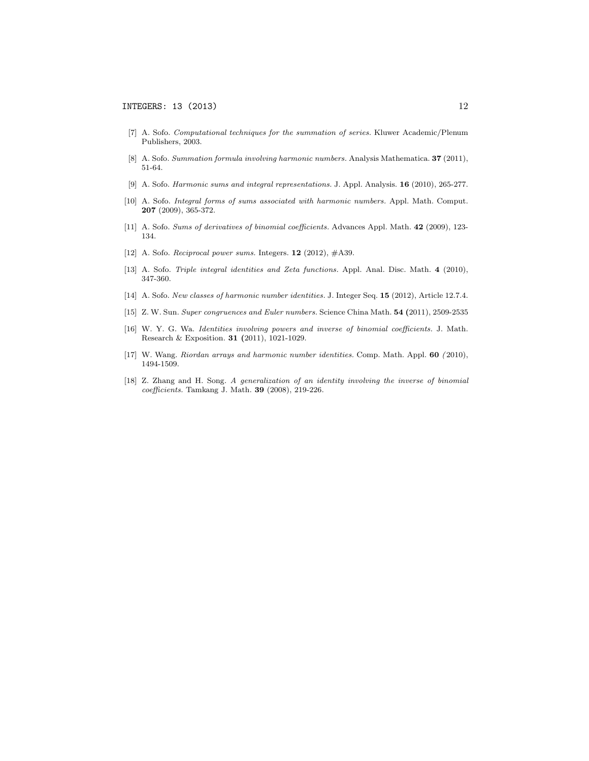[7] A. Sofo. *Computational techniques for the summation of series.* Kluwer Academic/Plenum Publishers, 2003.

[8] A. Sofo. *Summation formula involving harmonic numbers.* Analysis Mathematica. **37** (2011), 51-64.

[9] A. Sofo. *Harmonic sums and integral representations.* J. Appl. Analysis. **16** (2010), 265-277.

[10] A. Sofo. *Integral forms of sums associated with harmonic numbers.* Appl. Math. Comput. **207** (2009), 365-372.

[11] A. Sofo. *Sums of derivatives of binomial coefficients.* Advances Appl. Math. **42** (2009), 123-134.

[12] A. Sofo. *Reciprocal power sums.* Integers. **12** (2012), #A39.

[13] A. Sofo. *Triple integral identities and Zeta functions.* Appl. Anal. Disc. Math. **4** (2010), 347-360.

[14] A. Sofo. *New classes of harmonic number identities.* J. Integer Seq. **15** (2012), Article 12.7.4.

[15] Z. W. Sun. *Super congruences and Euler numbers.* Science China Math. **54 (**2011), 2509-2535

[16] W. Y. G. Wa. *Identities involving powers and inverse of binomial coefficients.* J. Math. Research & Exposition. **31 (**2011), 1021-1029.

[17] W. Wang. *Riordan arrays and harmonic number identities.* Comp. Math. Appl. **60** *(*2010), 1494-1509.

[18] Z. Zhang and H. Song. *A generalization of an identity involving the inverse of binomial coefficients.* Tamkang J. Math. **39** (2008), 219-226.